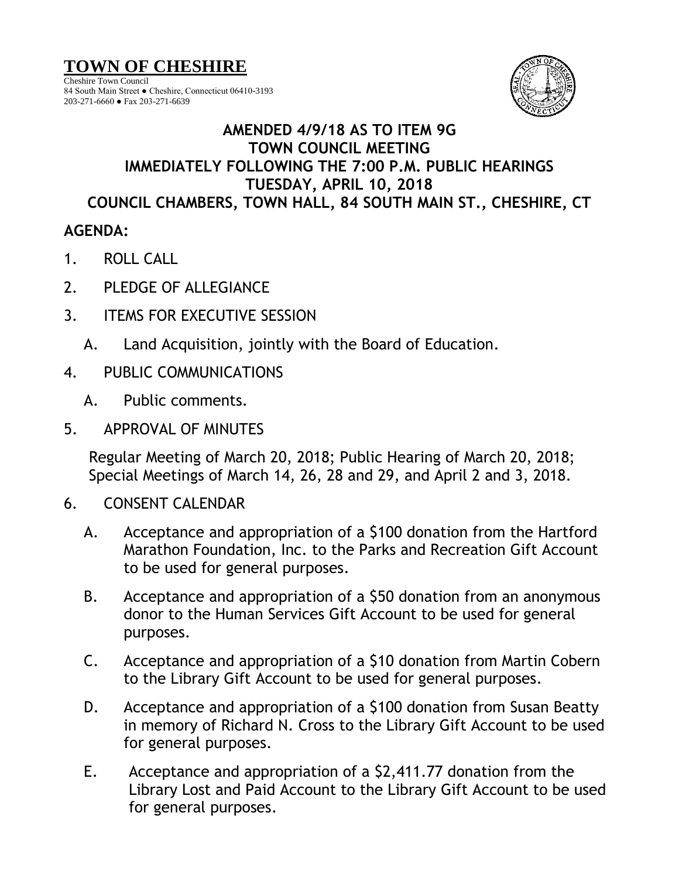# TOWN OF CHESHIRE

Cheshire Town Council
84 South Main Street ● Cheshire, Connecticut 06410-3193
203-271-6660 ● Fax 203-271-6639

**AMENDED 4/9/18 AS TO ITEM 9G**
**TOWN COUNCIL MEETING**
**IMMEDIATELY FOLLOWING THE 7:00 P.M. PUBLIC HEARINGS**
**TUESDAY, APRIL 10, 2018**
**COUNCIL CHAMBERS, TOWN HALL, 84 SOUTH MAIN ST., CHESHIRE, CT**

**AGENDA:**

1. ROLL CALL

2. PLEDGE OF ALLEGIANCE

3. ITEMS FOR EXECUTIVE SESSION

   A. Land Acquisition, jointly with the Board of Education.

4. PUBLIC COMMUNICATIONS

   A. Public comments.

5. APPROVAL OF MINUTES

   Regular Meeting of March 20, 2018; Public Hearing of March 20, 2018; Special Meetings of March 14, 26, 28 and 29, and April 2 and 3, 2018.

6. CONSENT CALENDAR

   A. Acceptance and appropriation of a $100 donation from the Hartford Marathon Foundation, Inc. to the Parks and Recreation Gift Account to be used for general purposes.

   B. Acceptance and appropriation of a $50 donation from an anonymous donor to the Human Services Gift Account to be used for general purposes.

   C. Acceptance and appropriation of a $10 donation from Martin Cobern to the Library Gift Account to be used for general purposes.

   D. Acceptance and appropriation of a $100 donation from Susan Beatty in memory of Richard N. Cross to the Library Gift Account to be used for general purposes.

   E. Acceptance and appropriation of a $2,411.77 donation from the Library Lost and Paid Account to the Library Gift Account to be used for general purposes.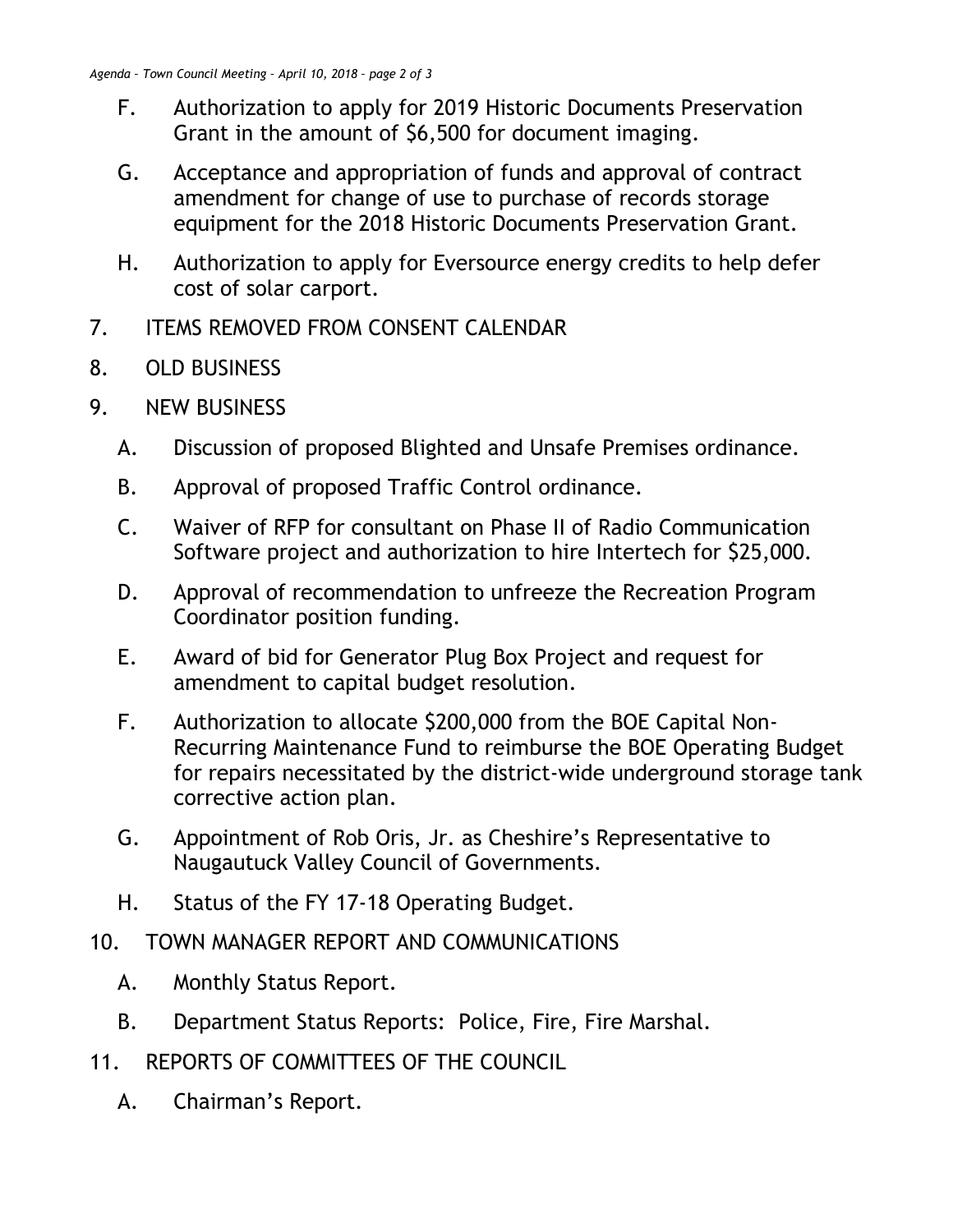F. Authorization to apply for 2019 Historic Documents Preservation Grant in the amount of $6,500 for document imaging.

G. Acceptance and appropriation of funds and approval of contract amendment for change of use to purchase of records storage equipment for the 2018 Historic Documents Preservation Grant.

H. Authorization to apply for Eversource energy credits to help defer cost of solar carport.

7. ITEMS REMOVED FROM CONSENT CALENDAR

8. OLD BUSINESS

9. NEW BUSINESS

   A. Discussion of proposed Blighted and Unsafe Premises ordinance.

   B. Approval of proposed Traffic Control ordinance.

   C. Waiver of RFP for consultant on Phase II of Radio Communication Software project and authorization to hire Intertech for $25,000.

   D. Approval of recommendation to unfreeze the Recreation Program Coordinator position funding.

   E. Award of bid for Generator Plug Box Project and request for amendment to capital budget resolution.

   F. Authorization to allocate $200,000 from the BOE Capital Non-Recurring Maintenance Fund to reimburse the BOE Operating Budget for repairs necessitated by the district-wide underground storage tank corrective action plan.

   G. Appointment of Rob Oris, Jr. as Cheshire's Representative to Naugautuck Valley Council of Governments.

   H. Status of the FY 17-18 Operating Budget.

10. TOWN MANAGER REPORT AND COMMUNICATIONS

   A. Monthly Status Report.

   B. Department Status Reports: Police, Fire, Fire Marshal.

11. REPORTS OF COMMITTEES OF THE COUNCIL

   A. Chairman's Report.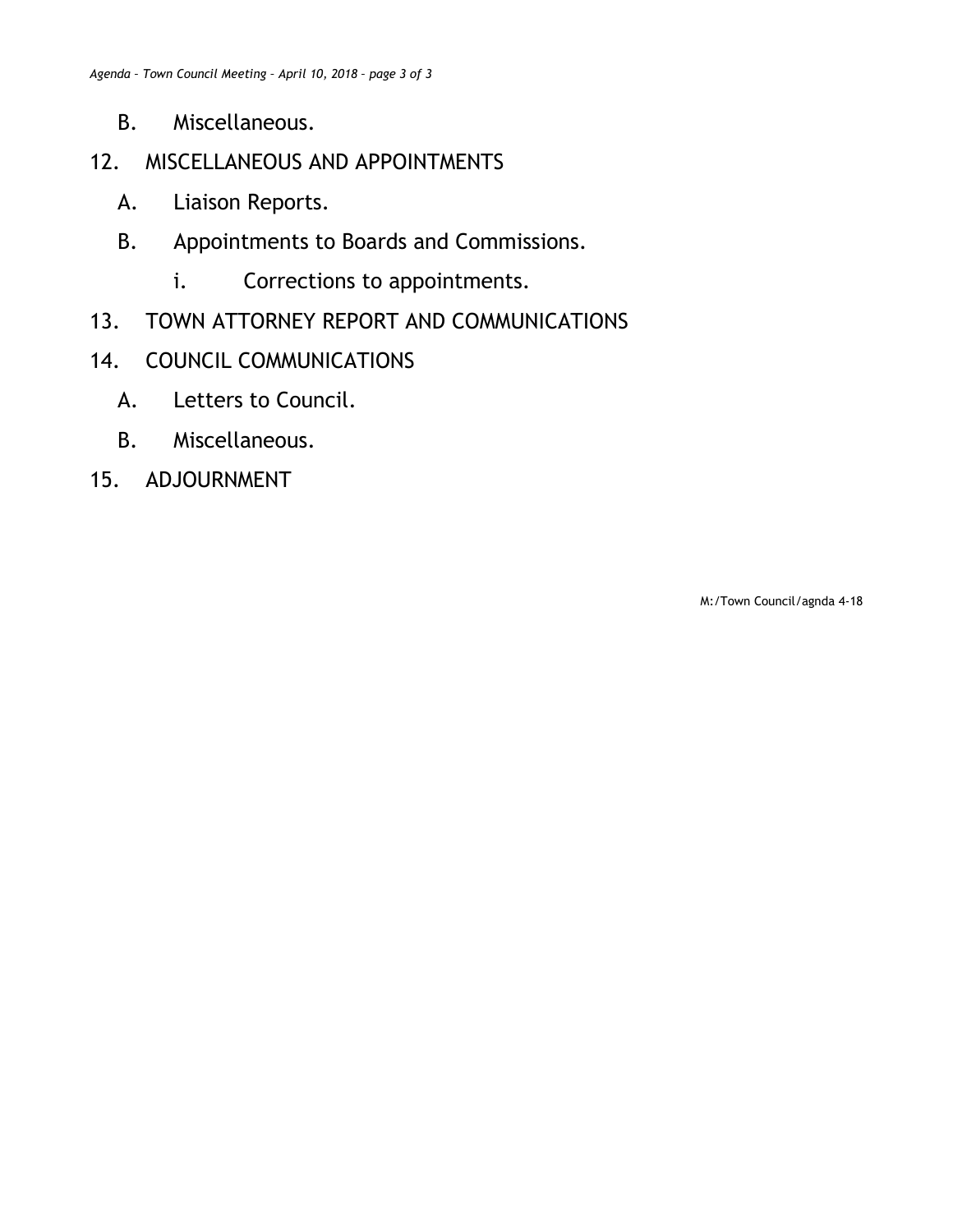B. Miscellaneous.

12. MISCELLANEOUS AND APPOINTMENTS

A. Liaison Reports.

B. Appointments to Boards and Commissions.

i. Corrections to appointments.

13. TOWN ATTORNEY REPORT AND COMMUNICATIONS

14. COUNCIL COMMUNICATIONS

A. Letters to Council.

B. Miscellaneous.

15. ADJOURNMENT

M:/Town Council/agnda 4-18